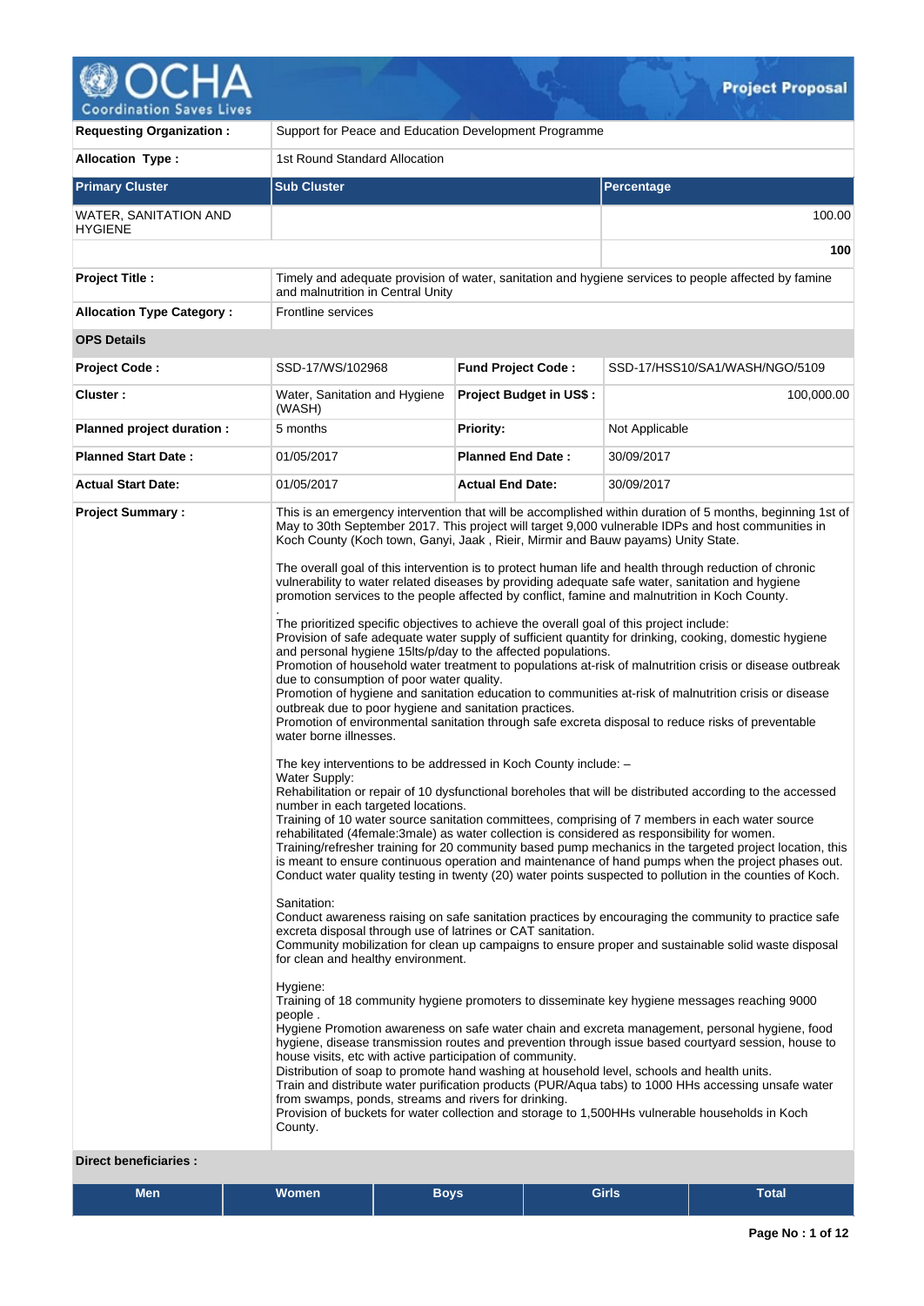# Project Proposal

| | |
|---|---|
| **Requesting Organization :** | Support for Peace and Education Development Programme |
| **Allocation Type :** | 1st Round Standard Allocation |

| Primary Cluster | Sub Cluster | Percentage |
|---|---|---|
| WATER, SANITATION AND HYGIENE | | 100.00 |
| | | **100** |

| | |
|---|---|
| **Project Title :** | Timely and adequate provision of water, sanitation and hygiene services to people affected by famine and malnutrition in Central Unity |
| **Allocation Type Category :** | Frontline services |

**OPS Details**

| | | | |
|---|---|---|---|
| **Project Code :** | SSD-17/WS/102968 | **Fund Project Code :** | SSD-17/HSS10/SA1/WASH/NGO/5109 |
| **Cluster :** | Water, Sanitation and Hygiene (WASH) | **Project Budget in US$ :** | 100,000.00 |
| **Planned project duration :** | 5 months | **Priority:** | Not Applicable |
| **Planned Start Date :** | 01/05/2017 | **Planned End Date :** | 30/09/2017 |
| **Actual Start Date:** | 01/05/2017 | **Actual End Date:** | 30/09/2017 |

**Project Summary :**

This is an emergency intervention that will be accomplished within duration of 5 months, beginning 1st of May to 30th September 2017. This project will target 9,000 vulnerable IDPs and host communities in Koch County (Koch town, Ganyi, Jaak , Rieir, Mirmir and Bauw payams) Unity State.

The overall goal of this intervention is to protect human life and health through reduction of chronic vulnerability to water related diseases by providing adequate safe water, sanitation and hygiene promotion services to the people affected by conflict, famine and malnutrition in Koch County.

.

The prioritized specific objectives to achieve the overall goal of this project include:
Provision of safe adequate water supply of sufficient quantity for drinking, cooking, domestic hygiene and personal hygiene 15lts/p/day to the affected populations.
Promotion of household water treatment to populations at-risk of malnutrition crisis or disease outbreak due to consumption of poor water quality.
Promotion of hygiene and sanitation education to communities at-risk of malnutrition crisis or disease outbreak due to poor hygiene and sanitation practices.
Promotion of environmental sanitation through safe excreta disposal to reduce risks of preventable water borne illnesses.

The key interventions to be addressed in Koch County include: –
Water Supply:
Rehabilitation or repair of 10 dysfunctional boreholes that will be distributed according to the accessed number in each targeted locations.
Training of 10 water source sanitation committees, comprising of 7 members in each water source rehabilitated (4female:3male) as water collection is considered as responsibility for women.
Training/refresher training for 20 community based pump mechanics in the targeted project location, this is meant to ensure continuous operation and maintenance of hand pumps when the project phases out.
Conduct water quality testing in twenty (20) water points suspected to pollution in the counties of Koch.

Sanitation:
Conduct awareness raising on safe sanitation practices by encouraging the community to practice safe excreta disposal through use of latrines or CAT sanitation.
Community mobilization for clean up campaigns to ensure proper and sustainable solid waste disposal for clean and healthy environment.

Hygiene:
Training of 18 community hygiene promoters to disseminate key hygiene messages reaching 9000 people .
Hygiene Promotion awareness on safe water chain and excreta management, personal hygiene, food hygiene, disease transmission routes and prevention through issue based courtyard session, house to house visits, etc with active participation of community.
Distribution of soap to promote hand washing at household level, schools and health units.
Train and distribute water purification products (PUR/Aqua tabs) to 1000 HHs accessing unsafe water from swamps, ponds, streams and rivers for drinking.
Provision of buckets for water collection and storage to 1,500HHs vulnerable households in Koch County.

**Direct beneficiaries :**

| Men | Women | Boys | Girls | Total |
|---|---|---|---|---|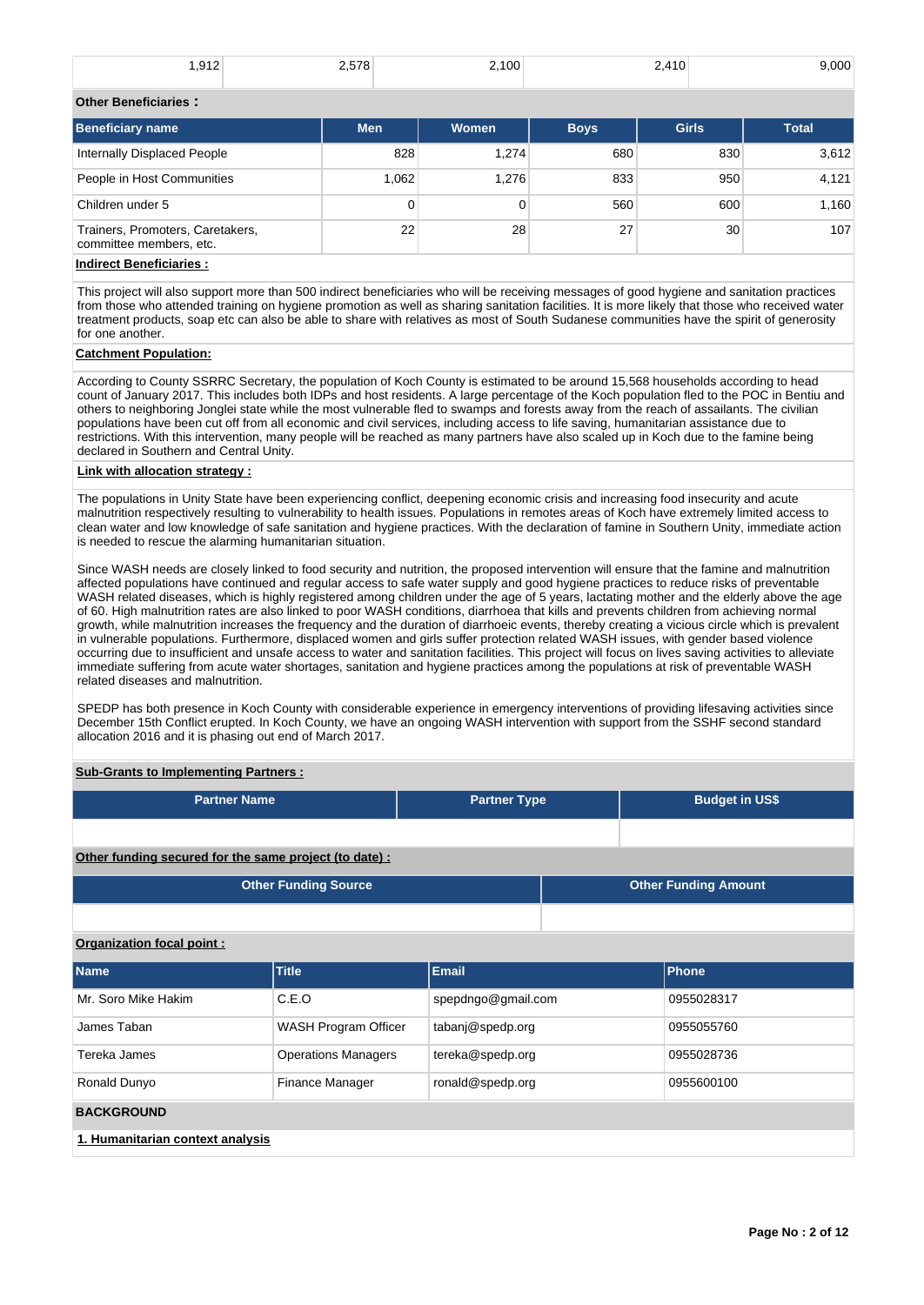| 1,912 | 2,578 | 2,100 | 2,410 | 9,000 |
|---|---|---|---|---|

**Other Beneficiaries :**

| Beneficiary name | Men | Women | Boys | Girls | Total |
|---|---|---|---|---|---|
| Internally Displaced People | 828 | 1,274 | 680 | 830 | 3,612 |
| People in Host Communities | 1,062 | 1,276 | 833 | 950 | 4,121 |
| Children under 5 | 0 | 0 | 560 | 600 | 1,160 |
| Trainers, Promoters, Caretakers, committee members, etc. | 22 | 28 | 27 | 30 | 107 |

**Indirect Beneficiaries :**

This project will also support more than 500 indirect beneficiaries who will be receiving messages of good hygiene and sanitation practices from those who attended training on hygiene promotion as well as sharing sanitation facilities. It is more likely that those who received water treatment products, soap etc can also be able to share with relatives as most of South Sudanese communities have the spirit of generosity for one another.

**Catchment Population:**

According to County SSRRC Secretary, the population of Koch County is estimated to be around 15,568 households according to head count of January 2017. This includes both IDPs and host residents. A large percentage of the Koch population fled to the POC in Bentiu and others to neighboring Jonglei state while the most vulnerable fled to swamps and forests away from the reach of assailants. The civilian populations have been cut off from all economic and civil services, including access to life saving, humanitarian assistance due to restrictions. With this intervention, many people will be reached as many partners have also scaled up in Koch due to the famine being declared in Southern and Central Unity.

**Link with allocation strategy :**

The populations in Unity State have been experiencing conflict, deepening economic crisis and increasing food insecurity and acute malnutrition respectively resulting to vulnerability to health issues. Populations in remotes areas of Koch have extremely limited access to clean water and low knowledge of safe sanitation and hygiene practices. With the declaration of famine in Southern Unity, immediate action is needed to rescue the alarming humanitarian situation.

Since WASH needs are closely linked to food security and nutrition, the proposed intervention will ensure that the famine and malnutrition affected populations have continued and regular access to safe water supply and good hygiene practices to reduce risks of preventable WASH related diseases, which is highly registered among children under the age of 5 years, lactating mother and the elderly above the age of 60. High malnutrition rates are also linked to poor WASH conditions, diarrhoea that kills and prevents children from achieving normal growth, while malnutrition increases the frequency and the duration of diarrhoeic events, thereby creating a vicious circle which is prevalent in vulnerable populations. Furthermore, displaced women and girls suffer protection related WASH issues, with gender based violence occurring due to insufficient and unsafe access to water and sanitation facilities. This project will focus on lives saving activities to alleviate immediate suffering from acute water shortages, sanitation and hygiene practices among the populations at risk of preventable WASH related diseases and malnutrition.

SPEDP has both presence in Koch County with considerable experience in emergency interventions of providing lifesaving activities since December 15th Conflict erupted. In Koch County, we have an ongoing WASH intervention with support from the SSHF second standard allocation 2016 and it is phasing out end of March 2017.

**Sub-Grants to Implementing Partners :**

| Partner Name | Partner Type | Budget in US$ |
|---|---|---|
| | | |

**Other funding secured for the same project (to date) :**

| Other Funding Source | Other Funding Amount |
|---|---|
| | |

**Organization focal point :**

| Name | Title | Email | Phone |
|---|---|---|---|
| Mr. Soro Mike Hakim | C.E.O | spepdngo@gmail.com | 0955028317 |
| James Taban | WASH Program Officer | tabanj@spedp.org | 0955055760 |
| Tereka James | Operations Managers | tereka@spedp.org | 0955028736 |
| Ronald Dunyo | Finance Manager | ronald@spedp.org | 0955600100 |

**BACKGROUND**

**1. Humanitarian context analysis**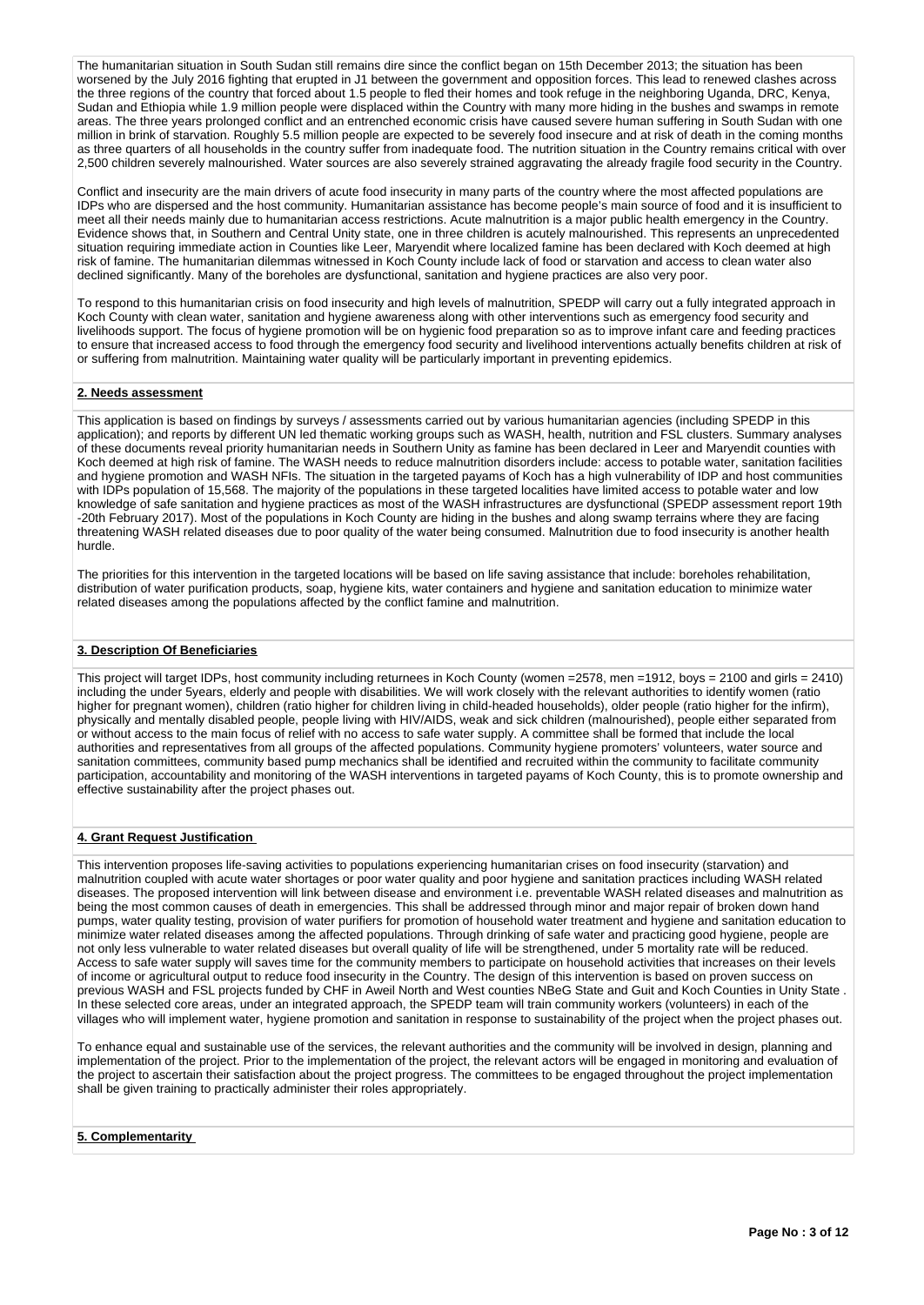The humanitarian situation in South Sudan still remains dire since the conflict began on 15th December 2013; the situation has been worsened by the July 2016 fighting that erupted in J1 between the government and opposition forces. This lead to renewed clashes across the three regions of the country that forced about 1.5 people to fled their homes and took refuge in the neighboring Uganda, DRC, Kenya, Sudan and Ethiopia while 1.9 million people were displaced within the Country with many more hiding in the bushes and swamps in remote areas. The three years prolonged conflict and an entrenched economic crisis have caused severe human suffering in South Sudan with one million in brink of starvation. Roughly 5.5 million people are expected to be severely food insecure and at risk of death in the coming months as three quarters of all households in the country suffer from inadequate food. The nutrition situation in the Country remains critical with over 2,500 children severely malnourished. Water sources are also severely strained aggravating the already fragile food security in the Country.

Conflict and insecurity are the main drivers of acute food insecurity in many parts of the country where the most affected populations are IDPs who are dispersed and the host community. Humanitarian assistance has become people's main source of food and it is insufficient to meet all their needs mainly due to humanitarian access restrictions. Acute malnutrition is a major public health emergency in the Country. Evidence shows that, in Southern and Central Unity state, one in three children is acutely malnourished. This represents an unprecedented situation requiring immediate action in Counties like Leer, Maryendit where localized famine has been declared with Koch deemed at high risk of famine. The humanitarian dilemmas witnessed in Koch County include lack of food or starvation and access to clean water also declined significantly. Many of the boreholes are dysfunctional, sanitation and hygiene practices are also very poor.

To respond to this humanitarian crisis on food insecurity and high levels of malnutrition, SPEDP will carry out a fully integrated approach in Koch County with clean water, sanitation and hygiene awareness along with other interventions such as emergency food security and livelihoods support. The focus of hygiene promotion will be on hygienic food preparation so as to improve infant care and feeding practices to ensure that increased access to food through the emergency food security and livelihood interventions actually benefits children at risk of or suffering from malnutrition. Maintaining water quality will be particularly important in preventing epidemics.

## 2. Needs assessment

This application is based on findings by surveys / assessments carried out by various humanitarian agencies (including SPEDP in this application); and reports by different UN led thematic working groups such as WASH, health, nutrition and FSL clusters. Summary analyses of these documents reveal priority humanitarian needs in Southern Unity as famine has been declared in Leer and Maryendit counties with Koch deemed at high risk of famine. The WASH needs to reduce malnutrition disorders include: access to potable water, sanitation facilities and hygiene promotion and WASH NFIs. The situation in the targeted payams of Koch has a high vulnerability of IDP and host communities with IDPs population of 15,568. The majority of the populations in these targeted localities have limited access to potable water and low knowledge of safe sanitation and hygiene practices as most of the WASH infrastructures are dysfunctional (SPEDP assessment report 19th -20th February 2017). Most of the populations in Koch County are hiding in the bushes and along swamp terrains where they are facing threatening WASH related diseases due to poor quality of the water being consumed. Malnutrition due to food insecurity is another health hurdle.

The priorities for this intervention in the targeted locations will be based on life saving assistance that include: boreholes rehabilitation, distribution of water purification products, soap, hygiene kits, water containers and hygiene and sanitation education to minimize water related diseases among the populations affected by the conflict famine and malnutrition.

## 3. Description Of Beneficiaries

This project will target IDPs, host community including returnees in Koch County (women =2578, men =1912, boys = 2100 and girls = 2410) including the under 5years, elderly and people with disabilities. We will work closely with the relevant authorities to identify women (ratio higher for pregnant women), children (ratio higher for children living in child-headed households), older people (ratio higher for the infirm), physically and mentally disabled people, people living with HIV/AIDS, weak and sick children (malnourished), people either separated from or without access to the main focus of relief with no access to safe water supply. A committee shall be formed that include the local authorities and representatives from all groups of the affected populations. Community hygiene promoters' volunteers, water source and sanitation committees, community based pump mechanics shall be identified and recruited within the community to facilitate community participation, accountability and monitoring of the WASH interventions in targeted payams of Koch County, this is to promote ownership and effective sustainability after the project phases out.

## 4. Grant Request Justification

This intervention proposes life-saving activities to populations experiencing humanitarian crises on food insecurity (starvation) and malnutrition coupled with acute water shortages or poor water quality and poor hygiene and sanitation practices including WASH related diseases. The proposed intervention will link between disease and environment i.e. preventable WASH related diseases and malnutrition as being the most common causes of death in emergencies. This shall be addressed through minor and major repair of broken down hand pumps, water quality testing, provision of water purifiers for promotion of household water treatment and hygiene and sanitation education to minimize water related diseases among the affected populations. Through drinking of safe water and practicing good hygiene, people are not only less vulnerable to water related diseases but overall quality of life will be strengthened, under 5 mortality rate will be reduced. Access to safe water supply will saves time for the community members to participate on household activities that increases on their levels of income or agricultural output to reduce food insecurity in the Country. The design of this intervention is based on proven success on previous WASH and FSL projects funded by CHF in Aweil North and West counties NBeG State and Guit and Koch Counties in Unity State . In these selected core areas, under an integrated approach, the SPEDP team will train community workers (volunteers) in each of the villages who will implement water, hygiene promotion and sanitation in response to sustainability of the project when the project phases out.

To enhance equal and sustainable use of the services, the relevant authorities and the community will be involved in design, planning and implementation of the project. Prior to the implementation of the project, the relevant actors will be engaged in monitoring and evaluation of the project to ascertain their satisfaction about the project progress. The committees to be engaged throughout the project implementation shall be given training to practically administer their roles appropriately.

## 5. Complementarity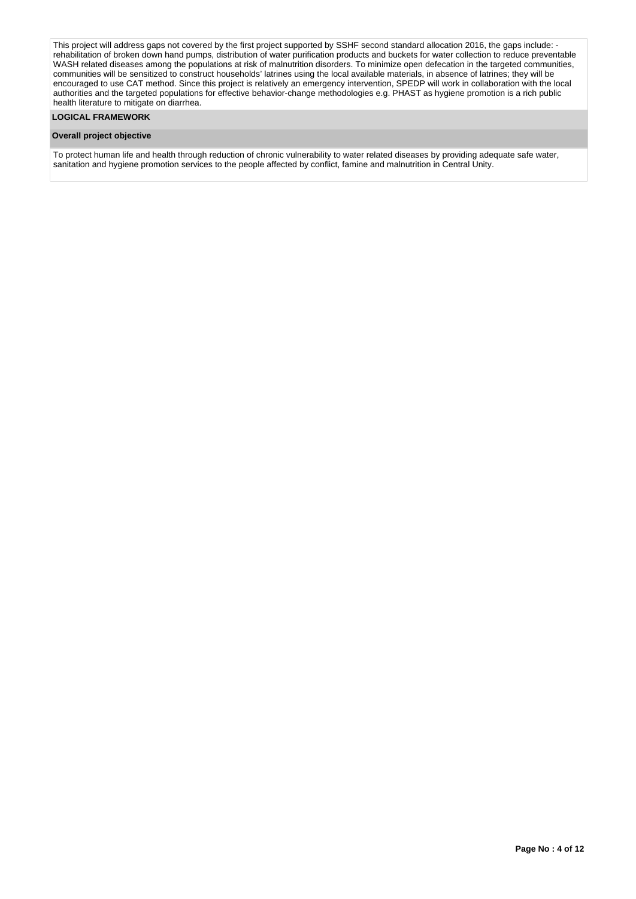This project will address gaps not covered by the first project supported by SSHF second standard allocation 2016, the gaps include: - rehabilitation of broken down hand pumps, distribution of water purification products and buckets for water collection to reduce preventable WASH related diseases among the populations at risk of malnutrition disorders. To minimize open defecation in the targeted communities, communities will be sensitized to construct households' latrines using the local available materials, in absence of latrines; they will be encouraged to use CAT method. Since this project is relatively an emergency intervention, SPEDP will work in collaboration with the local authorities and the targeted populations for effective behavior-change methodologies e.g. PHAST as hygiene promotion is a rich public health literature to mitigate on diarrhea.

## LOGICAL FRAMEWORK

### Overall project objective

To protect human life and health through reduction of chronic vulnerability to water related diseases by providing adequate safe water, sanitation and hygiene promotion services to the people affected by conflict, famine and malnutrition in Central Unity.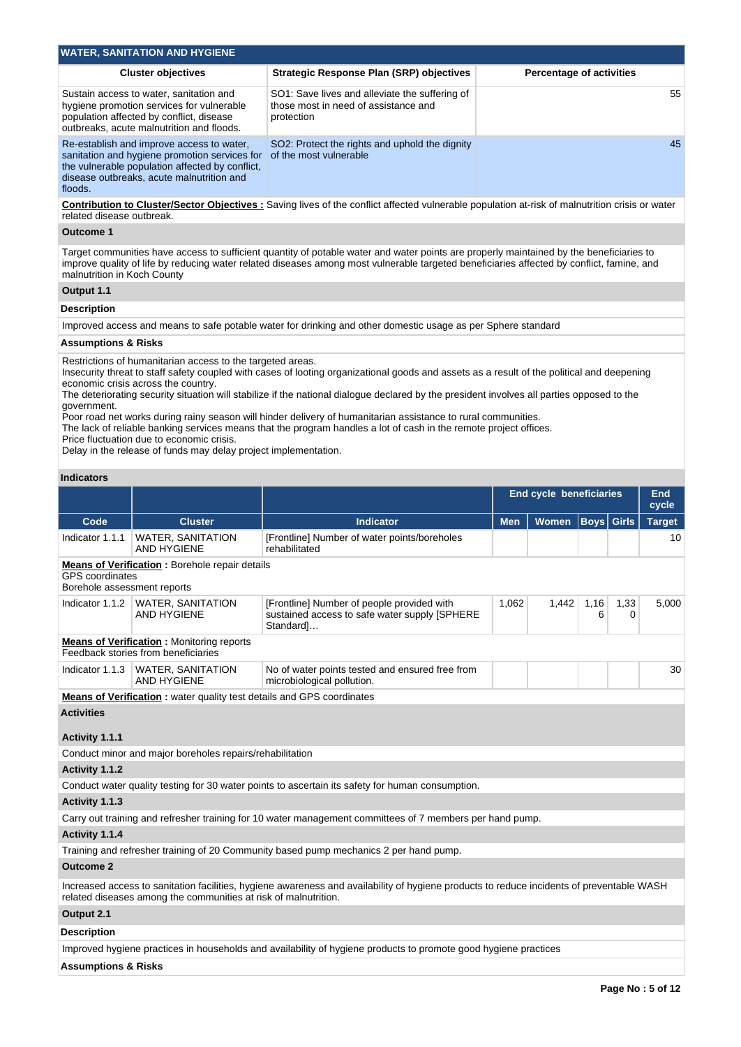## WATER, SANITATION AND HYGIENE

| Cluster objectives | Strategic Response Plan (SRP) objectives | Percentage of activities |
|---|---|---|
| Sustain access to water, sanitation and hygiene promotion services for vulnerable population affected by conflict, disease outbreaks, acute malnutrition and floods. | SO1: Save lives and alleviate the suffering of those most in need of assistance and protection | 55 |
| Re-establish and improve access to water, sanitation and hygiene promotion services for the vulnerable population affected by conflict, disease outbreaks, acute malnutrition and floods. | SO2: Protect the rights and uphold the dignity of the most vulnerable | 45 |

**Contribution to Cluster/Sector Objectives :** Saving lives of the conflict affected vulnerable population at-risk of malnutrition crisis or water related disease outbreak.

**Outcome 1**

Target communities have access to sufficient quantity of potable water and water points are properly maintained by the beneficiaries to improve quality of life by reducing water related diseases among most vulnerable targeted beneficiaries affected by conflict, famine, and malnutrition in Koch County

**Output 1.1**

**Description**

Improved access and means to safe potable water for drinking and other domestic usage as per Sphere standard

**Assumptions & Risks**

Restrictions of humanitarian access to the targeted areas.
Insecurity threat to staff safety coupled with cases of looting organizational goods and assets as a result of the political and deepening economic crisis across the country.
The deteriorating security situation will stabilize if the national dialogue declared by the president involves all parties opposed to the government.
Poor road net works during rainy season will hinder delivery of humanitarian assistance to rural communities.
The lack of reliable banking services means that the program handles a lot of cash in the remote project offices.
Price fluctuation due to economic crisis.
Delay in the release of funds may delay project implementation.

**Indicators**

| | | | End cycle beneficiaries | | | | End cycle |
|---|---|---|---|---|---|---|---|
| **Code** | **Cluster** | **Indicator** | **Men** | **Women** | **Boys** | **Girls** | **Target** |
| Indicator 1.1.1 | WATER, SANITATION AND HYGIENE | [Frontline] Number of water points/boreholes rehabilitated | | | | | 10 |
| Indicator 1.1.2 | WATER, SANITATION AND HYGIENE | [Frontline] Number of people provided with sustained access to safe water supply [SPHERE Standard]… | 1,062 | 1,442 | 1,166 | 1,330 | 5,000 |
| Indicator 1.1.3 | WATER, SANITATION AND HYGIENE | No of water points tested and ensured free from microbiological pollution. | | | | | 30 |

Indicator 1.1.1 — **Means of Verification :** Borehole repair details
GPS coordinates
Borehole assessment reports

Indicator 1.1.2 — **Means of Verification :** Monitoring reports
Feedback stories from beneficiaries

Indicator 1.1.3 — **Means of Verification :** water quality test details and GPS coordinates

**Activities**

**Activity 1.1.1**

Conduct minor and major boreholes repairs/rehabilitation

**Activity 1.1.2**

Conduct water quality testing for 30 water points to ascertain its safety for human consumption.

**Activity 1.1.3**

Carry out training and refresher training for 10 water management committees of 7 members per hand pump.

**Activity 1.1.4**

Training and refresher training of 20 Community based pump mechanics 2 per hand pump.

**Outcome 2**

Increased access to sanitation facilities, hygiene awareness and availability of hygiene products to reduce incidents of preventable WASH related diseases among the communities at risk of malnutrition.

**Output 2.1**

**Description**

Improved hygiene practices in households and availability of hygiene products to promote good hygiene practices

**Assumptions & Risks**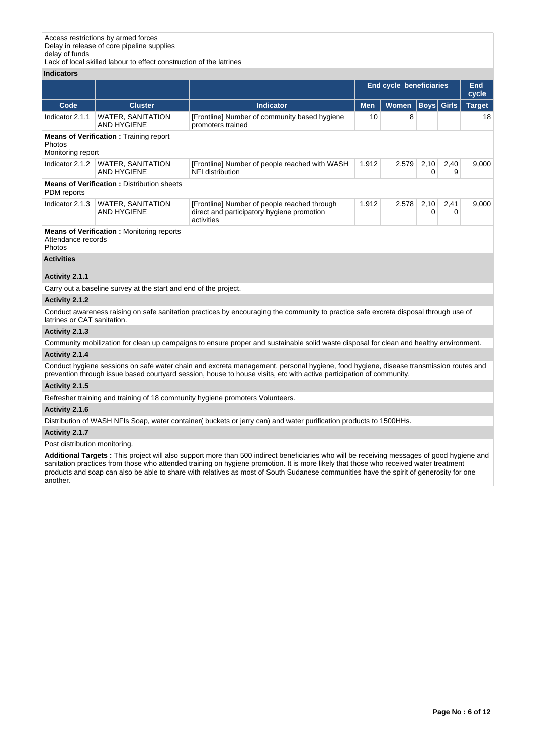Access restrictions by armed forces
Delay in release of core pipeline supplies
delay of funds
Lack of local skilled labour to effect construction of the latrines

**Indicators**

| | | | End cycle beneficiaries | | | | End cycle |
|---|---|---|---|---|---|---|---|
| Code | Cluster | Indicator | Men | Women | Boys | Girls | Target |
| Indicator 2.1.1 | WATER, SANITATION AND HYGIENE | [Frontline] Number of community based hygiene promoters trained | 10 | 8 | | | 18 |

**Means of Verification :** Training report
Photos
Monitoring report

| Code | Cluster | Indicator | Men | Women | Boys | Girls | Target |
|---|---|---|---|---|---|---|---|
| Indicator 2.1.2 | WATER, SANITATION AND HYGIENE | [Frontline] Number of people reached with WASH NFI distribution | 1,912 | 2,579 | 2,100 | 2,409 | 9,000 |

**Means of Verification :** Distribution sheets
PDM reports

| Code | Cluster | Indicator | Men | Women | Boys | Girls | Target |
|---|---|---|---|---|---|---|---|
| Indicator 2.1.3 | WATER, SANITATION AND HYGIENE | [Frontline] Number of people reached through direct and participatory hygiene promotion activities | 1,912 | 2,578 | 2,100 | 2,410 | 9,000 |

**Means of Verification :** Monitoring reports
Attendance records
Photos

**Activities**

**Activity 2.1.1**

Carry out a baseline survey at the start and end of the project.

**Activity 2.1.2**

Conduct awareness raising on safe sanitation practices by encouraging the community to practice safe excreta disposal through use of latrines or CAT sanitation.

**Activity 2.1.3**

Community mobilization for clean up campaigns to ensure proper and sustainable solid waste disposal for clean and healthy environment.

**Activity 2.1.4**

Conduct hygiene sessions on safe water chain and excreta management, personal hygiene, food hygiene, disease transmission routes and prevention through issue based courtyard session, house to house visits, etc with active participation of community.

**Activity 2.1.5**

Refresher training and training of 18 community hygiene promoters Volunteers.

**Activity 2.1.6**

Distribution of WASH NFIs Soap, water container( buckets or jerry can) and water purification products to 1500HHs.

**Activity 2.1.7**

Post distribution monitoring.

**Additional Targets :** This project will also support more than 500 indirect beneficiaries who will be receiving messages of good hygiene and sanitation practices from those who attended training on hygiene promotion. It is more likely that those who received water treatment products and soap can also be able to share with relatives as most of South Sudanese communities have the spirit of generosity for one another.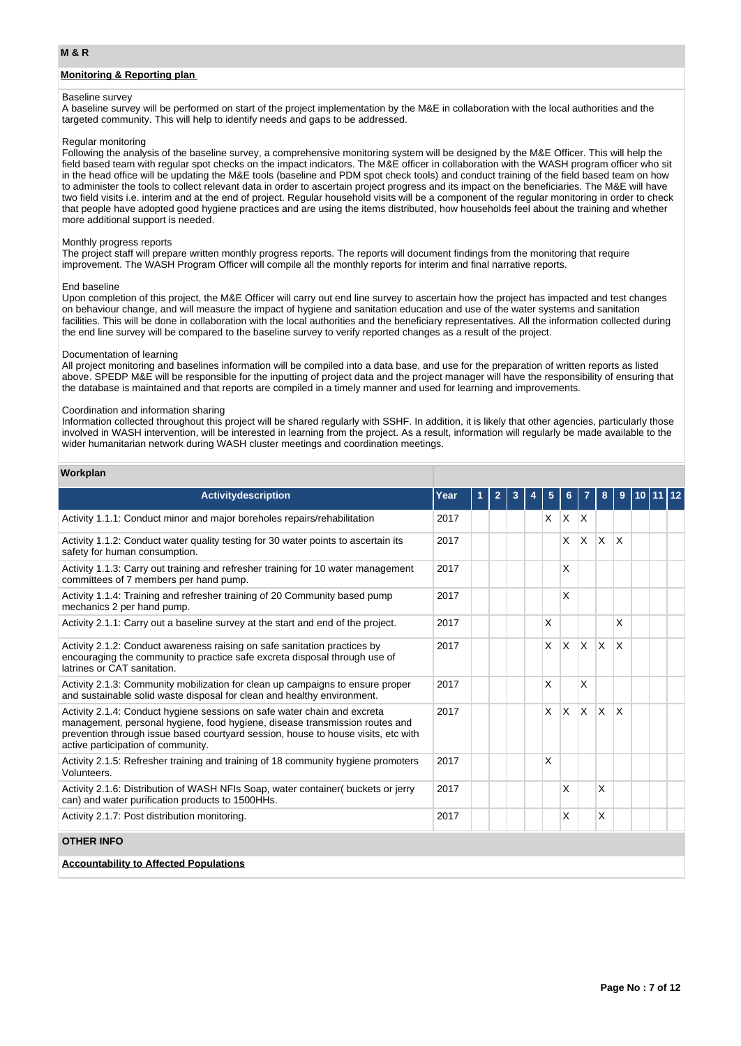## M & R

### Monitoring & Reporting plan

Baseline survey
A baseline survey will be performed on start of the project implementation by the M&E in collaboration with the local authorities and the targeted community. This will help to identify needs and gaps to be addressed.

Regular monitoring
Following the analysis of the baseline survey, a comprehensive monitoring system will be designed by the M&E Officer. This will help the field based team with regular spot checks on the impact indicators. The M&E officer in collaboration with the WASH program officer who sit in the head office will be updating the M&E tools (baseline and PDM spot check tools) and conduct training of the field based team on how to administer the tools to collect relevant data in order to ascertain project progress and its impact on the beneficiaries. The M&E will have two field visits i.e. interim and at the end of project. Regular household visits will be a component of the regular monitoring in order to check that people have adopted good hygiene practices and are using the items distributed, how households feel about the training and whether more additional support is needed.

Monthly progress reports
The project staff will prepare written monthly progress reports. The reports will document findings from the monitoring that require improvement. The WASH Program Officer will compile all the monthly reports for interim and final narrative reports.

End baseline
Upon completion of this project, the M&E Officer will carry out end line survey to ascertain how the project has impacted and test changes on behaviour change, and will measure the impact of hygiene and sanitation education and use of the water systems and sanitation facilities. This will be done in collaboration with the local authorities and the beneficiary representatives. All the information collected during the end line survey will be compared to the baseline survey to verify reported changes as a result of the project.

Documentation of learning
All project monitoring and baselines information will be compiled into a data base, and use for the preparation of written reports as listed above. SPEDP M&E will be responsible for the inputting of project data and the project manager will have the responsibility of ensuring that the database is maintained and that reports are compiled in a timely manner and used for learning and improvements.

Coordination and information sharing
Information collected throughout this project will be shared regularly with SSHF. In addition, it is likely that other agencies, particularly those involved in WASH intervention, will be interested in learning from the project. As a result, information will regularly be made available to the wider humanitarian network during WASH cluster meetings and coordination meetings.

### Workplan

| Activitydescription | Year | 1 | 2 | 3 | 4 | 5 | 6 | 7 | 8 | 9 | 10 | 11 | 12 |
|---|---|---|---|---|---|---|---|---|---|---|---|---|---|
| Activity 1.1.1: Conduct minor and major boreholes repairs/rehabilitation | 2017 | | | | | X | X | X | | | | | |
| Activity 1.1.2: Conduct water quality testing for 30 water points to ascertain its safety for human consumption. | 2017 | | | | | | X | X | X | X | | | |
| Activity 1.1.3: Carry out training and refresher training for 10 water management committees of 7 members per hand pump. | 2017 | | | | | | X | | | | | | |
| Activity 1.1.4: Training and refresher training of 20 Community based pump mechanics 2 per hand pump. | 2017 | | | | | | X | | | | | | |
| Activity 2.1.1: Carry out a baseline survey at the start and end of the project. | 2017 | | | | | X | | | | X | | | |
| Activity 2.1.2: Conduct awareness raising on safe sanitation practices by encouraging the community to practice safe excreta disposal through use of latrines or CAT sanitation. | 2017 | | | | | X | X | X | X | X | | | |
| Activity 2.1.3: Community mobilization for clean up campaigns to ensure proper and sustainable solid waste disposal for clean and healthy environment. | 2017 | | | | | X | | X | | | | | |
| Activity 2.1.4: Conduct hygiene sessions on safe water chain and excreta management, personal hygiene, food hygiene, disease transmission routes and prevention through issue based courtyard session, house to house visits, etc with active participation of community. | 2017 | | | | | X | X | X | X | X | | | |
| Activity 2.1.5: Refresher training and training of 18 community hygiene promoters Volunteers. | 2017 | | | | | X | | | | | | | |
| Activity 2.1.6: Distribution of WASH NFIs Soap, water container( buckets or jerry can) and water purification products to 1500HHs. | 2017 | | | | | | X | | X | | | | |
| Activity 2.1.7: Post distribution monitoring. | 2017 | | | | | | X | | X | | | | |

## OTHER INFO

### Accountability to Affected Populations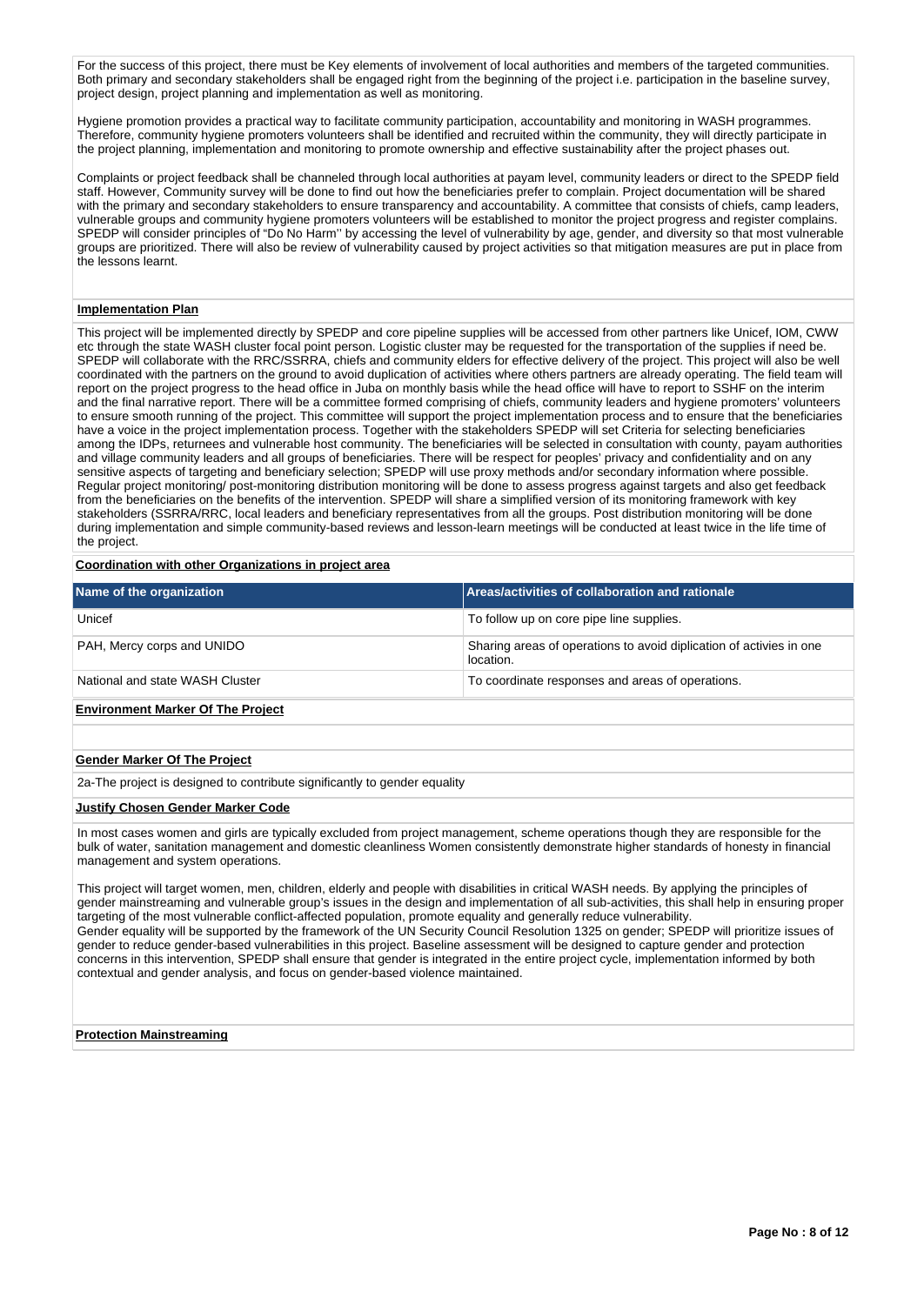For the success of this project, there must be Key elements of involvement of local authorities and members of the targeted communities. Both primary and secondary stakeholders shall be engaged right from the beginning of the project i.e. participation in the baseline survey, project design, project planning and implementation as well as monitoring.

Hygiene promotion provides a practical way to facilitate community participation, accountability and monitoring in WASH programmes. Therefore, community hygiene promoters volunteers shall be identified and recruited within the community, they will directly participate in the project planning, implementation and monitoring to promote ownership and effective sustainability after the project phases out.

Complaints or project feedback shall be channeled through local authorities at payam level, community leaders or direct to the SPEDP field staff. However, Community survey will be done to find out how the beneficiaries prefer to complain. Project documentation will be shared with the primary and secondary stakeholders to ensure transparency and accountability. A committee that consists of chiefs, camp leaders, vulnerable groups and community hygiene promoters volunteers will be established to monitor the project progress and register complains. SPEDP will consider principles of "Do No Harm'' by accessing the level of vulnerability by age, gender, and diversity so that most vulnerable groups are prioritized. There will also be review of vulnerability caused by project activities so that mitigation measures are put in place from the lessons learnt.

**Implementation Plan**

This project will be implemented directly by SPEDP and core pipeline supplies will be accessed from other partners like Unicef, IOM, CWW etc through the state WASH cluster focal point person. Logistic cluster may be requested for the transportation of the supplies if need be. SPEDP will collaborate with the RRC/SSRRA, chiefs and community elders for effective delivery of the project. This project will also be well coordinated with the partners on the ground to avoid duplication of activities where others partners are already operating. The field team will report on the project progress to the head office in Juba on monthly basis while the head office will have to report to SSHF on the interim and the final narrative report. There will be a committee formed comprising of chiefs, community leaders and hygiene promoters' volunteers to ensure smooth running of the project. This committee will support the project implementation process and to ensure that the beneficiaries have a voice in the project implementation process. Together with the stakeholders SPEDP will set Criteria for selecting beneficiaries among the IDPs, returnees and vulnerable host community. The beneficiaries will be selected in consultation with county, payam authorities and village community leaders and all groups of beneficiaries. There will be respect for peoples' privacy and confidentiality and on any sensitive aspects of targeting and beneficiary selection; SPEDP will use proxy methods and/or secondary information where possible. Regular project monitoring/ post-monitoring distribution monitoring will be done to assess progress against targets and also get feedback from the beneficiaries on the benefits of the intervention. SPEDP will share a simplified version of its monitoring framework with key stakeholders (SSRRA/RRC, local leaders and beneficiary representatives from all the groups. Post distribution monitoring will be done during implementation and simple community-based reviews and lesson-learn meetings will be conducted at least twice in the life time of the project.

**Coordination with other Organizations in project area**

| Name of the organization | Areas/activities of collaboration and rationale |
|---|---|
| Unicef | To follow up on core pipe line supplies. |
| PAH, Mercy corps and UNIDO | Sharing areas of operations to avoid diplication of activies in one location. |
| National and state WASH Cluster | To coordinate responses and areas of operations. |

**Environment Marker Of The Project**

**Gender Marker Of The Project**

2a-The project is designed to contribute significantly to gender equality

**Justify Chosen Gender Marker Code**

In most cases women and girls are typically excluded from project management, scheme operations though they are responsible for the bulk of water, sanitation management and domestic cleanliness Women consistently demonstrate higher standards of honesty in financial management and system operations.

This project will target women, men, children, elderly and people with disabilities in critical WASH needs. By applying the principles of gender mainstreaming and vulnerable group's issues in the design and implementation of all sub-activities, this shall help in ensuring proper targeting of the most vulnerable conflict-affected population, promote equality and generally reduce vulnerability.
Gender equality will be supported by the framework of the UN Security Council Resolution 1325 on gender; SPEDP will prioritize issues of gender to reduce gender-based vulnerabilities in this project. Baseline assessment will be designed to capture gender and protection concerns in this intervention, SPEDP shall ensure that gender is integrated in the entire project cycle, implementation informed by both contextual and gender analysis, and focus on gender-based violence maintained.

**Protection Mainstreaming**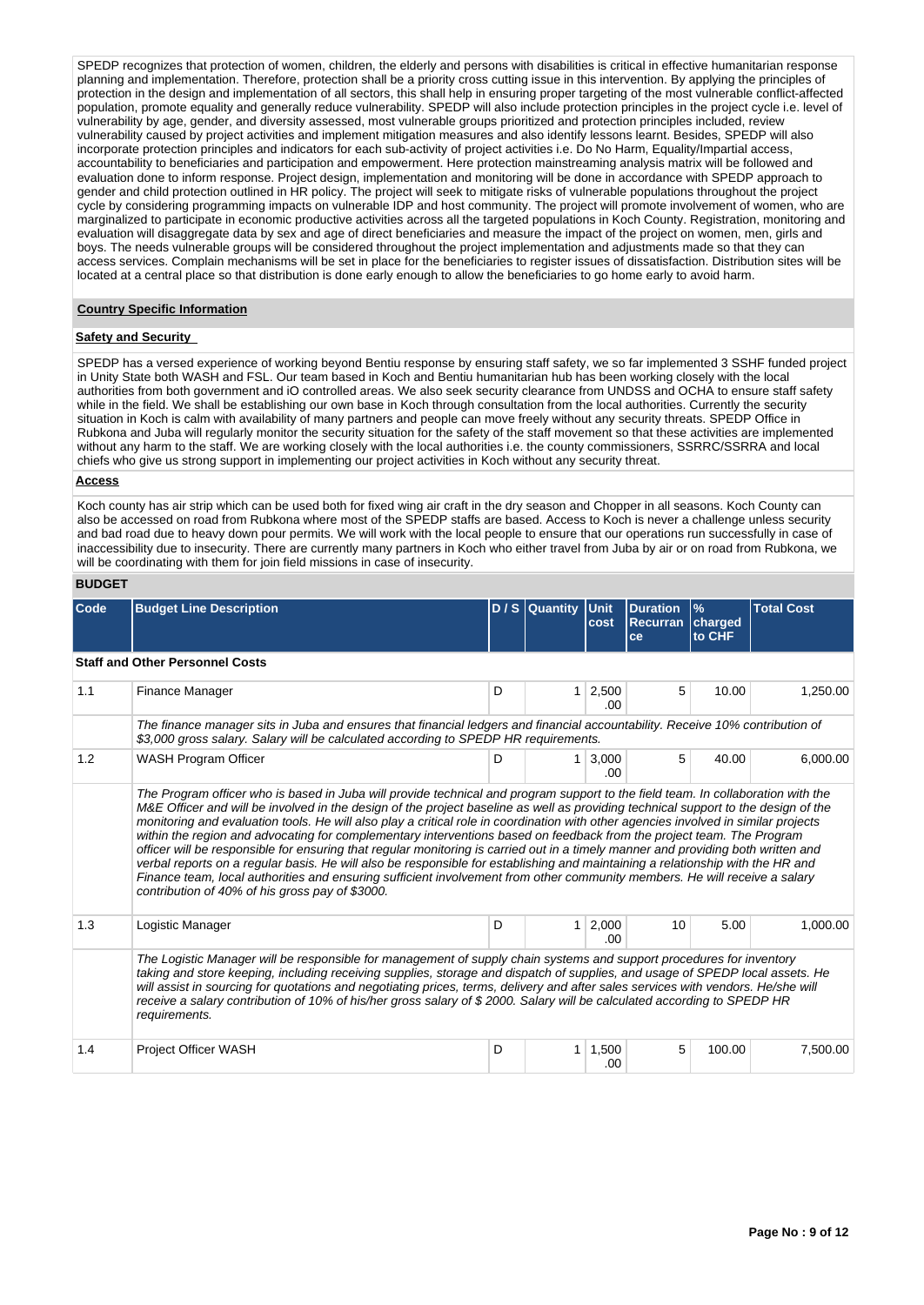SPEDP recognizes that protection of women, children, the elderly and persons with disabilities is critical in effective humanitarian response planning and implementation. Therefore, protection shall be a priority cross cutting issue in this intervention. By applying the principles of protection in the design and implementation of all sectors, this shall help in ensuring proper targeting of the most vulnerable conflict-affected population, promote equality and generally reduce vulnerability. SPEDP will also include protection principles in the project cycle i.e. level of vulnerability by age, gender, and diversity assessed, most vulnerable groups prioritized and protection principles included, review vulnerability caused by project activities and implement mitigation measures and also identify lessons learnt. Besides, SPEDP will also incorporate protection principles and indicators for each sub-activity of project activities i.e. Do No Harm, Equality/Impartial access, accountability to beneficiaries and participation and empowerment. Here protection mainstreaming analysis matrix will be followed and evaluation done to inform response. Project design, implementation and monitoring will be done in accordance with SPEDP approach to gender and child protection outlined in HR policy. The project will seek to mitigate risks of vulnerable populations throughout the project cycle by considering programming impacts on vulnerable IDP and host community. The project will promote involvement of women, who are marginalized to participate in economic productive activities across all the targeted populations in Koch County. Registration, monitoring and evaluation will disaggregate data by sex and age of direct beneficiaries and measure the impact of the project on women, men, girls and boys. The needs vulnerable groups will be considered throughout the project implementation and adjustments made so that they can access services. Complain mechanisms will be set in place for the beneficiaries to register issues of dissatisfaction. Distribution sites will be located at a central place so that distribution is done early enough to allow the beneficiaries to go home early to avoid harm.

## Country Specific Information

### Safety and Security

SPEDP has a versed experience of working beyond Bentiu response by ensuring staff safety, we so far implemented 3 SSHF funded project in Unity State both WASH and FSL. Our team based in Koch and Bentiu humanitarian hub has been working closely with the local authorities from both government and iO controlled areas. We also seek security clearance from UNDSS and OCHA to ensure staff safety while in the field. We shall be establishing our own base in Koch through consultation from the local authorities. Currently the security situation in Koch is calm with availability of many partners and people can move freely without any security threats. SPEDP Office in Rubkona and Juba will regularly monitor the security situation for the safety of the staff movement so that these activities are implemented without any harm to the staff. We are working closely with the local authorities i.e. the county commissioners, SSRRC/SSRRA and local chiefs who give us strong support in implementing our project activities in Koch without any security threat.

### Access

Koch county has air strip which can be used both for fixed wing air craft in the dry season and Chopper in all seasons. Koch County can also be accessed on road from Rubkona where most of the SPEDP staffs are based. Access to Koch is never a challenge unless security and bad road due to heavy down pour permits. We will work with the local people to ensure that our operations run successfully in case of inaccessibility due to insecurity. There are currently many partners in Koch who either travel from Juba by air or on road from Rubkona, we will be coordinating with them for join field missions in case of insecurity.

## BUDGET

| Code | Budget Line Description | D / S | Quantity | Unit cost | Duration Recurrance | % charged to CHF | Total Cost |
|---|---|---|---|---|---|---|---|
| **Staff and Other Personnel Costs** | | | | | | | |
| 1.1 | Finance Manager | D | 1 | 2,500.00 | 5 | 10.00 | 1,250.00 |
| | *The finance manager sits in Juba and ensures that financial ledgers and financial accountability. Receive 10% contribution of $3,000 gross salary. Salary will be calculated according to SPEDP HR requirements.* | | | | | | |
| 1.2 | WASH Program Officer | D | 1 | 3,000.00 | 5 | 40.00 | 6,000.00 |
| | *The Program officer who is based in Juba will provide technical and program support to the field team. In collaboration with the M&E Officer and will be involved in the design of the project baseline as well as providing technical support to the design of the monitoring and evaluation tools. He will also play a critical role in coordination with other agencies involved in similar projects within the region and advocating for complementary interventions based on feedback from the project team. The Program officer will be responsible for ensuring that regular monitoring is carried out in a timely manner and providing both written and verbal reports on a regular basis. He will also be responsible for establishing and maintaining a relationship with the HR and Finance team, local authorities and ensuring sufficient involvement from other community members. He will receive a salary contribution of 40% of his gross pay of $3000.* | | | | | | |
| 1.3 | Logistic Manager | D | 1 | 2,000.00 | 10 | 5.00 | 1,000.00 |
| | *The Logistic Manager will be responsible for management of supply chain systems and support procedures for inventory taking and store keeping, including receiving supplies, storage and dispatch of supplies, and usage of SPEDP local assets. He will assist in sourcing for quotations and negotiating prices, terms, delivery and after sales services with vendors. He/she will receive a salary contribution of 10% of his/her gross salary of $ 2000. Salary will be calculated according to SPEDP HR requirements.* | | | | | | |
| 1.4 | Project Officer WASH | D | 1 | 1,500.00 | 5 | 100.00 | 7,500.00 |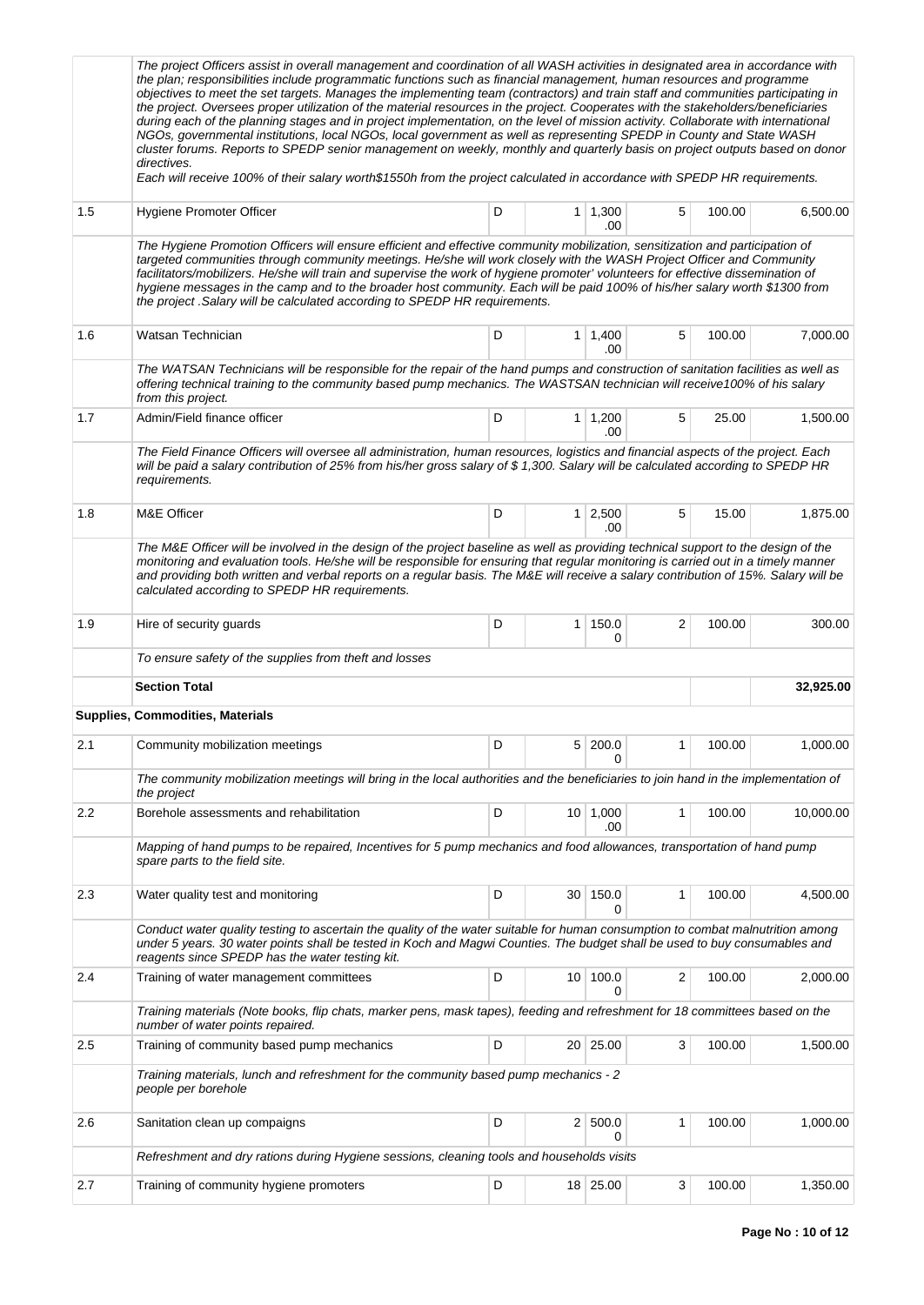| | | | | | | | |
|---|---|---|---|---|---|---|---|
| | *The project Officers assist in overall management and coordination of all WASH activities in designated area in accordance with the plan; responsibilities include programmatic functions such as financial management, human resources and programme objectives to meet the set targets. Manages the implementing team (contractors) and train staff and communities participating in the project. Oversees proper utilization of the material resources in the project. Cooperates with the stakeholders/beneficiaries during each of the planning stages and in project implementation, on the level of mission activity. Collaborate with international NGOs, governmental institutions, local NGOs, local government as well as representing SPEDP in County and State WASH cluster forums. Reports to SPEDP senior management on weekly, monthly and quarterly basis on project outputs based on donor directives.* *Each will receive 100% of their salary worth$1550h from the project calculated in accordance with SPEDP HR requirements.* | | | | | | |
| 1.5 | Hygiene Promoter Officer | D | 1 | 1,300.00 | 5 | 100.00 | 6,500.00 |
| | *The Hygiene Promotion Officers will ensure efficient and effective community mobilization, sensitization and participation of targeted communities through community meetings. He/she will work closely with the WASH Project Officer and Community facilitators/mobilizers. He/she will train and supervise the work of hygiene promoter' volunteers for effective dissemination of hygiene messages in the camp and to the broader host community. Each will be paid 100% of his/her salary worth $1300 from the project .Salary will be calculated according to SPEDP HR requirements.* | | | | | | |
| 1.6 | Watsan Technician | D | 1 | 1,400.00 | 5 | 100.00 | 7,000.00 |
| | *The WATSAN Technicians will be responsible for the repair of the hand pumps and construction of sanitation facilities as well as offering technical training to the community based pump mechanics. The WASTSAN technician will receive100% of his salary from this project.* | | | | | | |
| 1.7 | Admin/Field finance officer | D | 1 | 1,200.00 | 5 | 25.00 | 1,500.00 |
| | *The Field Finance Officers will oversee all administration, human resources, logistics and financial aspects of the project. Each will be paid a salary contribution of 25% from his/her gross salary of $ 1,300. Salary will be calculated according to SPEDP HR requirements.* | | | | | | |
| 1.8 | M&E Officer | D | 1 | 2,500.00 | 5 | 15.00 | 1,875.00 |
| | *The M&E Officer will be involved in the design of the project baseline as well as providing technical support to the design of the monitoring and evaluation tools. He/she will be responsible for ensuring that regular monitoring is carried out in a timely manner and providing both written and verbal reports on a regular basis. The M&E will receive a salary contribution of 15%. Salary will be calculated according to SPEDP HR requirements.* | | | | | | |
| 1.9 | Hire of security guards | D | 1 | 150.00 | 2 | 100.00 | 300.00 |
| | *To ensure safety of the supplies from theft and losses* | | | | | | |
| | **Section Total** | | | | | | **32,925.00** |
| | **Supplies, Commodities, Materials** | | | | | | |
| 2.1 | Community mobilization meetings | D | 5 | 200.00 | 1 | 100.00 | 1,000.00 |
| | *The community mobilization meetings will bring in the local authorities and the beneficiaries to join hand in the implementation of the project* | | | | | | |
| 2.2 | Borehole assessments and rehabilitation | D | 10 | 1,000.00 | 1 | 100.00 | 10,000.00 |
| | *Mapping of hand pumps to be repaired, Incentives for 5 pump mechanics and food allowances, transportation of hand pump spare parts to the field site.* | | | | | | |
| 2.3 | Water quality test and monitoring | D | 30 | 150.00 | 1 | 100.00 | 4,500.00 |
| | *Conduct water quality testing to ascertain the quality of the water suitable for human consumption to combat malnutrition among under 5 years. 30 water points shall be tested in Koch and Magwi Counties. The budget shall be used to buy consumables and reagents since SPEDP has the water testing kit.* | | | | | | |
| 2.4 | Training of water management committees | D | 10 | 100.00 | 2 | 100.00 | 2,000.00 |
| | *Training materials (Note books, flip chats, marker pens, mask tapes), feeding and refreshment for 18 committees based on the number of water points repaired.* | | | | | | |
| 2.5 | Training of community based pump mechanics | D | 20 | 25.00 | 3 | 100.00 | 1,500.00 |
| | *Training materials, lunch and refreshment for the community based pump mechanics - 2 people per borehole* | | | | | | |
| 2.6 | Sanitation clean up compaigns | D | 2 | 500.00 | 1 | 100.00 | 1,000.00 |
| | *Refreshment and dry rations during Hygiene sessions, cleaning tools and households visits* | | | | | | |
| 2.7 | Training of community hygiene promoters | D | 18 | 25.00 | 3 | 100.00 | 1,350.00 |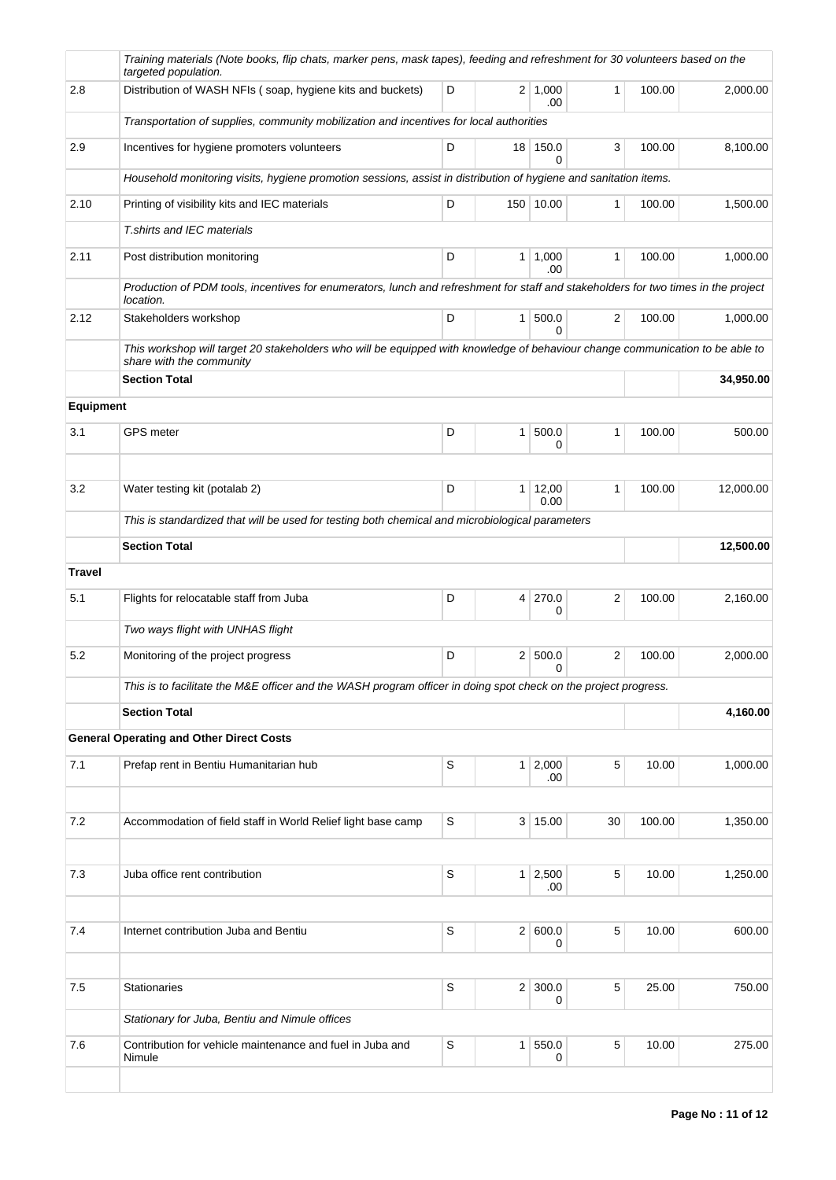| | | | | | | | |
|---|---|---|---|---|---|---|---|
| | *Training materials (Note books, flip chats, marker pens, mask tapes), feeding and refreshment for 30 volunteers based on the targeted population.* | | | | | | |
| 2.8 | Distribution of WASH NFIs ( soap, hygiene kits and buckets) | D | 2 | 1,000.00 | 1 | 100.00 | 2,000.00 |
| | *Transportation of supplies, community mobilization and incentives for local authorities* | | | | | | |
| 2.9 | Incentives for hygiene promoters volunteers | D | 18 | 150.00 | 3 | 100.00 | 8,100.00 |
| | *Household monitoring visits, hygiene promotion sessions, assist in distribution of hygiene and sanitation items.* | | | | | | |
| 2.10 | Printing of visibility kits and IEC materials | D | 150 | 10.00 | 1 | 100.00 | 1,500.00 |
| | *T.shirts and IEC materials* | | | | | | |
| 2.11 | Post distribution monitoring | D | 1 | 1,000.00 | 1 | 100.00 | 1,000.00 |
| | *Production of PDM tools, incentives for enumerators, lunch and refreshment for staff and stakeholders for two times in the project location.* | | | | | | |
| 2.12 | Stakeholders workshop | D | 1 | 500.00 | 2 | 100.00 | 1,000.00 |
| | *This workshop will target 20 stakeholders who will be equipped with knowledge of behaviour change communication to be able to share with the community* | | | | | | |
| | **Section Total** | | | | | | **34,950.00** |
| **Equipment** | | | | | | | |
| 3.1 | GPS meter | D | 1 | 500.00 | 1 | 100.00 | 500.00 |
| | | | | | | | |
| 3.2 | Water testing kit (potalab 2) | D | 1 | 12,000.00 | 1 | 100.00 | 12,000.00 |
| | *This is standardized that will be used for testing both chemical and microbiological parameters* | | | | | | |
| | **Section Total** | | | | | | **12,500.00** |
| **Travel** | | | | | | | |
| 5.1 | Flights for relocatable staff from Juba | D | 4 | 270.00 | 2 | 100.00 | 2,160.00 |
| | *Two ways flight with UNHAS flight* | | | | | | |
| 5.2 | Monitoring of the project progress | D | 2 | 500.00 | 2 | 100.00 | 2,000.00 |
| | *This is to facilitate the M&E officer and the WASH program officer in doing spot check on the project progress.* | | | | | | |
| | **Section Total** | | | | | | **4,160.00** |
| | **General Operating and Other Direct Costs** | | | | | | |
| 7.1 | Prefap rent in Bentiu Humanitarian hub | S | 1 | 2,000.00 | 5 | 10.00 | 1,000.00 |
| | | | | | | | |
| 7.2 | Accommodation of field staff in World Relief light base camp | S | 3 | 15.00 | 30 | 100.00 | 1,350.00 |
| | | | | | | | |
| 7.3 | Juba office rent contribution | S | 1 | 2,500.00 | 5 | 10.00 | 1,250.00 |
| | | | | | | | |
| 7.4 | Internet contribution Juba and Bentiu | S | 2 | 600.00 | 5 | 10.00 | 600.00 |
| | | | | | | | |
| 7.5 | Stationaries | S | 2 | 300.00 | 5 | 25.00 | 750.00 |
| | *Stationary for Juba, Bentiu and Nimule offices* | | | | | | |
| 7.6 | Contribution for vehicle maintenance and fuel in Juba and Nimule | S | 1 | 550.00 | 5 | 10.00 | 275.00 |
| | | | | | | | |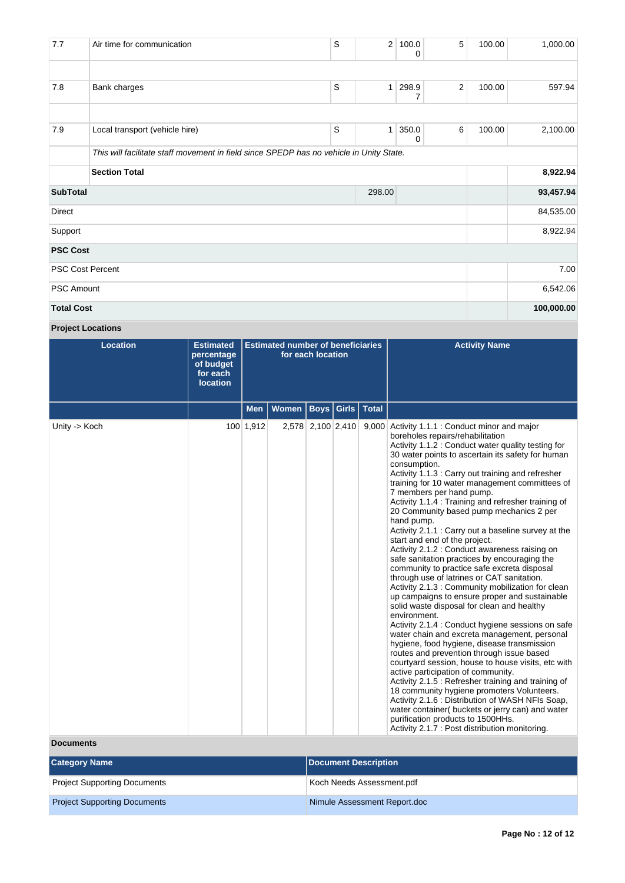| | | | | | | | |
|---|---|---|---|---|---|---|---|
| 7.7 | Air time for communication | S | 2 | 100.00 | 5 | 100.00 | 1,000.00 |
| | | | | | | | |
| 7.8 | Bank charges | S | 1 | 298.97 | 2 | 100.00 | 597.94 |
| | | | | | | | |
| 7.9 | Local transport (vehicle hire) | S | 1 | 350.00 | 6 | 100.00 | 2,100.00 |
| | *This will facilitate staff movement in field since SPEDP has no vehicle in Unity State.* | | | | | | |
| | **Section Total** | | | | | | **8,922.94** |
| **SubTotal** | | | 298.00 | | | | **93,457.94** |
| Direct | | | | | | | 84,535.00 |
| Support | | | | | | | 8,922.94 |
| **PSC Cost** | | | | | | | |
| PSC Cost Percent | | | | | | | 7.00 |
| PSC Amount | | | | | | | 6,542.06 |
| **Total Cost** | | | | | | | **100,000.00** |

**Project Locations**

| Location | Estimated percentage of budget for each location | Estimated number of beneficiaries for each location | | | | | Activity Name |
|---|---|---|---|---|---|---|---|
| | | Men | Women | Boys | Girls | Total | |
| Unity -> Koch | 100 | 1,912 | 2,578 | 2,100 | 2,410 | 9,000 | Activity 1.1.1 : Conduct minor and major boreholes repairs/rehabilitation<br>Activity 1.1.2 : Conduct water quality testing for 30 water points to ascertain its safety for human consumption.<br>Activity 1.1.3 : Carry out training and refresher training for 10 water management committees of 7 members per hand pump.<br>Activity 1.1.4 : Training and refresher training of 20 Community based pump mechanics 2 per hand pump.<br>Activity 2.1.1 : Carry out a baseline survey at the start and end of the project.<br>Activity 2.1.2 : Conduct awareness raising on safe sanitation practices by encouraging the community to practice safe excreta disposal through use of latrines or CAT sanitation.<br>Activity 2.1.3 : Community mobilization for clean up campaigns to ensure proper and sustainable solid waste disposal for clean and healthy environment.<br>Activity 2.1.4 : Conduct hygiene sessions on safe water chain and excreta management, personal hygiene, food hygiene, disease transmission routes and prevention through issue based courtyard session, house to house visits, etc with active participation of community.<br>Activity 2.1.5 : Refresher training and training of 18 community hygiene promoters Volunteers.<br>Activity 2.1.6 : Distribution of WASH NFIs Soap, water container( buckets or jerry can) and water purification products to 1500HHs.<br>Activity 2.1.7 : Post distribution monitoring. |

**Documents**

| Category Name | Document Description |
|---|---|
| Project Supporting Documents | Koch Needs Assessment.pdf |
| Project Supporting Documents | Nimule Assessment Report.doc |